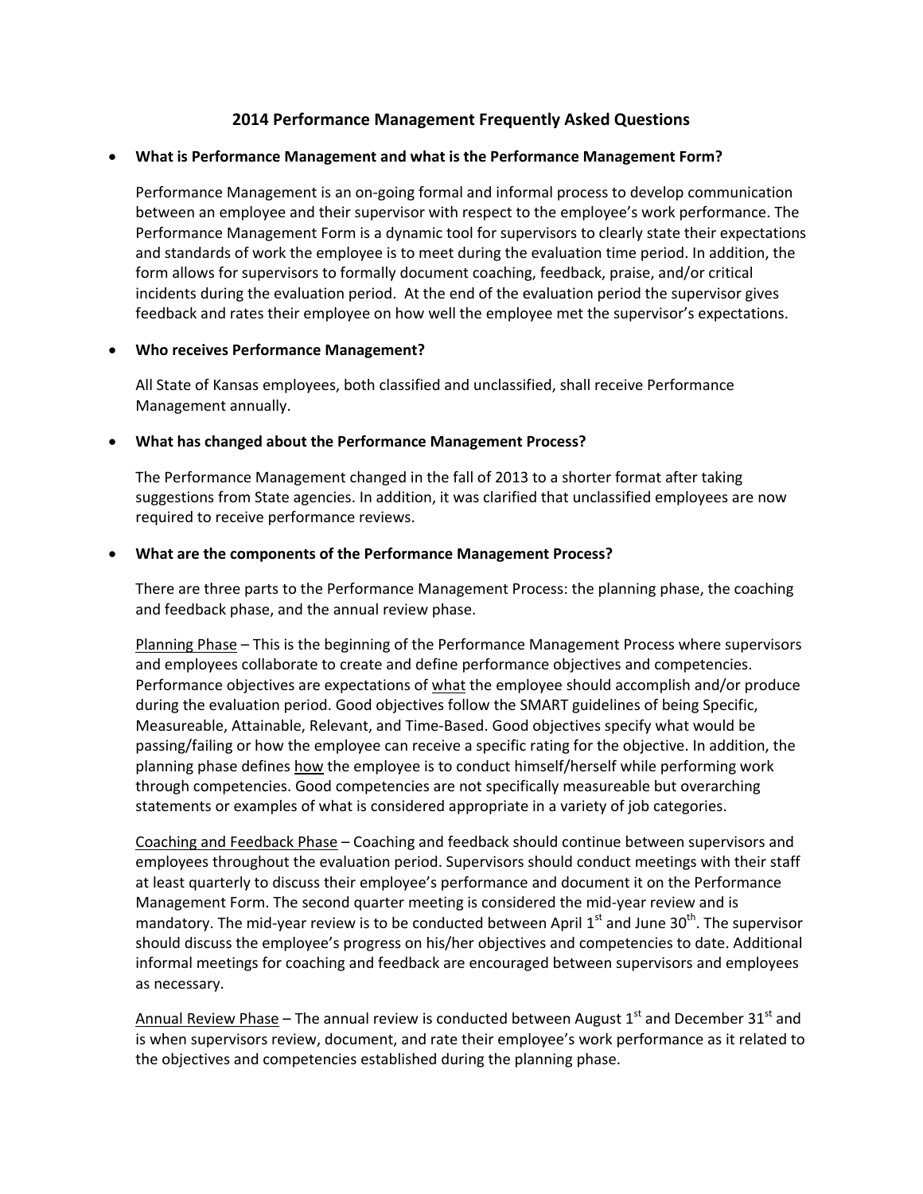# 2014 Performance Management Frequently Asked Questions

- **What is Performance Management and what is the Performance Management Form?**

  Performance Management is an on-going formal and informal process to develop communication between an employee and their supervisor with respect to the employee's work performance. The Performance Management Form is a dynamic tool for supervisors to clearly state their expectations and standards of work the employee is to meet during the evaluation time period. In addition, the form allows for supervisors to formally document coaching, feedback, praise, and/or critical incidents during the evaluation period. At the end of the evaluation period the supervisor gives feedback and rates their employee on how well the employee met the supervisor's expectations.

- **Who receives Performance Management?**

  All State of Kansas employees, both classified and unclassified, shall receive Performance Management annually.

- **What has changed about the Performance Management Process?**

  The Performance Management changed in the fall of 2013 to a shorter format after taking suggestions from State agencies. In addition, it was clarified that unclassified employees are now required to receive performance reviews.

- **What are the components of the Performance Management Process?**

  There are three parts to the Performance Management Process: the planning phase, the coaching and feedback phase, and the annual review phase.

  <u>Planning Phase</u> – This is the beginning of the Performance Management Process where supervisors and employees collaborate to create and define performance objectives and competencies. Performance objectives are expectations of <u>what</u> the employee should accomplish and/or produce during the evaluation period. Good objectives follow the SMART guidelines of being Specific, Measureable, Attainable, Relevant, and Time-Based. Good objectives specify what would be passing/failing or how the employee can receive a specific rating for the objective. In addition, the planning phase defines <u>how</u> the employee is to conduct himself/herself while performing work through competencies. Good competencies are not specifically measureable but overarching statements or examples of what is considered appropriate in a variety of job categories.

  <u>Coaching and Feedback Phase</u> – Coaching and feedback should continue between supervisors and employees throughout the evaluation period. Supervisors should conduct meetings with their staff at least quarterly to discuss their employee's performance and document it on the Performance Management Form. The second quarter meeting is considered the mid-year review and is mandatory. The mid-year review is to be conducted between April 1st and June 30th. The supervisor should discuss the employee's progress on his/her objectives and competencies to date. Additional informal meetings for coaching and feedback are encouraged between supervisors and employees as necessary.

  <u>Annual Review Phase</u> – The annual review is conducted between August 1st and December 31st and is when supervisors review, document, and rate their employee's work performance as it related to the objectives and competencies established during the planning phase.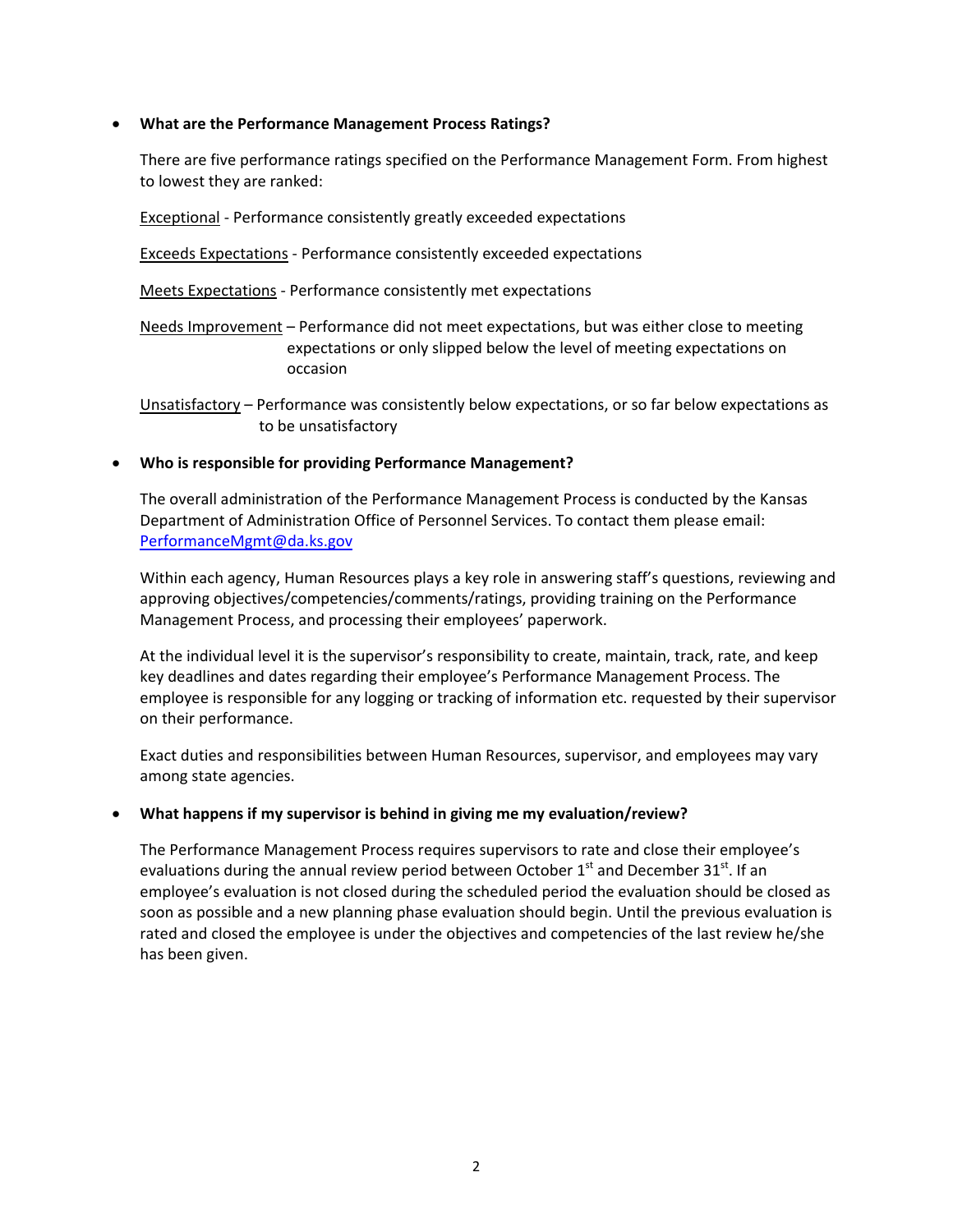- **What are the Performance Management Process Ratings?**

  There are five performance ratings specified on the Performance Management Form. From highest to lowest they are ranked:

  Exceptional - Performance consistently greatly exceeded expectations

  Exceeds Expectations - Performance consistently exceeded expectations

  Meets Expectations - Performance consistently met expectations

  Needs Improvement – Performance did not meet expectations, but was either close to meeting expectations or only slipped below the level of meeting expectations on occasion

  Unsatisfactory – Performance was consistently below expectations, or so far below expectations as to be unsatisfactory

- **Who is responsible for providing Performance Management?**

  The overall administration of the Performance Management Process is conducted by the Kansas Department of Administration Office of Personnel Services. To contact them please email: PerformanceMgmt@da.ks.gov

  Within each agency, Human Resources plays a key role in answering staff's questions, reviewing and approving objectives/competencies/comments/ratings, providing training on the Performance Management Process, and processing their employees' paperwork.

  At the individual level it is the supervisor's responsibility to create, maintain, track, rate, and keep key deadlines and dates regarding their employee's Performance Management Process. The employee is responsible for any logging or tracking of information etc. requested by their supervisor on their performance.

  Exact duties and responsibilities between Human Resources, supervisor, and employees may vary among state agencies.

- **What happens if my supervisor is behind in giving me my evaluation/review?**

  The Performance Management Process requires supervisors to rate and close their employee's evaluations during the annual review period between October 1st and December 31st. If an employee's evaluation is not closed during the scheduled period the evaluation should be closed as soon as possible and a new planning phase evaluation should begin. Until the previous evaluation is rated and closed the employee is under the objectives and competencies of the last review he/she has been given.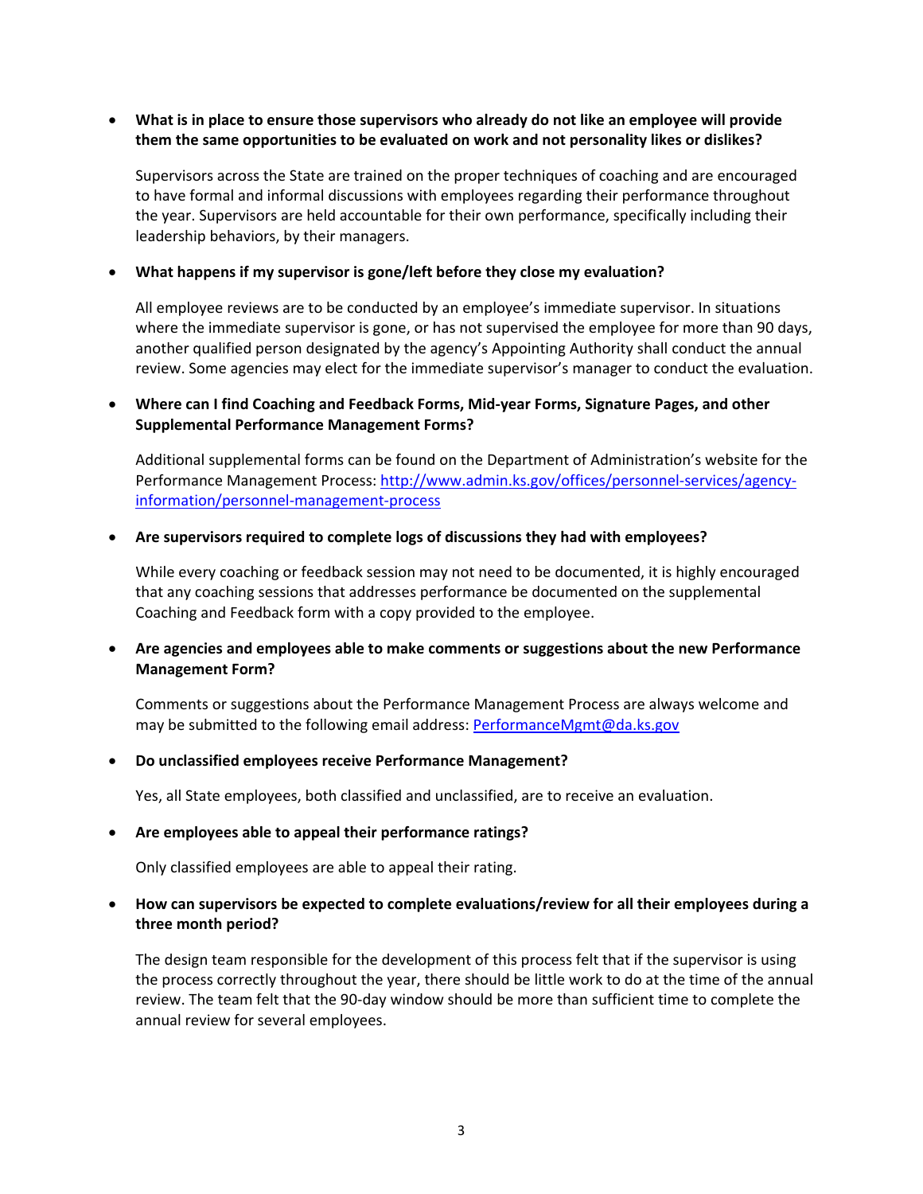- **What is in place to ensure those supervisors who already do not like an employee will provide them the same opportunities to be evaluated on work and not personality likes or dislikes?**

  Supervisors across the State are trained on the proper techniques of coaching and are encouraged to have formal and informal discussions with employees regarding their performance throughout the year. Supervisors are held accountable for their own performance, specifically including their leadership behaviors, by their managers.

- **What happens if my supervisor is gone/left before they close my evaluation?**

  All employee reviews are to be conducted by an employee's immediate supervisor. In situations where the immediate supervisor is gone, or has not supervised the employee for more than 90 days, another qualified person designated by the agency's Appointing Authority shall conduct the annual review. Some agencies may elect for the immediate supervisor's manager to conduct the evaluation.

- **Where can I find Coaching and Feedback Forms, Mid-year Forms, Signature Pages, and other Supplemental Performance Management Forms?**

  Additional supplemental forms can be found on the Department of Administration's website for the Performance Management Process: [http://www.admin.ks.gov/offices/personnel-services/agency-information/personnel-management-process](http://www.admin.ks.gov/offices/personnel-services/agency-information/personnel-management-process)

- **Are supervisors required to complete logs of discussions they had with employees?**

  While every coaching or feedback session may not need to be documented, it is highly encouraged that any coaching sessions that addresses performance be documented on the supplemental Coaching and Feedback form with a copy provided to the employee.

- **Are agencies and employees able to make comments or suggestions about the new Performance Management Form?**

  Comments or suggestions about the Performance Management Process are always welcome and may be submitted to the following email address: [PerformanceMgmt@da.ks.gov](mailto:PerformanceMgmt@da.ks.gov)

- **Do unclassified employees receive Performance Management?**

  Yes, all State employees, both classified and unclassified, are to receive an evaluation.

- **Are employees able to appeal their performance ratings?**

  Only classified employees are able to appeal their rating.

- **How can supervisors be expected to complete evaluations/review for all their employees during a three month period?**

  The design team responsible for the development of this process felt that if the supervisor is using the process correctly throughout the year, there should be little work to do at the time of the annual review. The team felt that the 90-day window should be more than sufficient time to complete the annual review for several employees.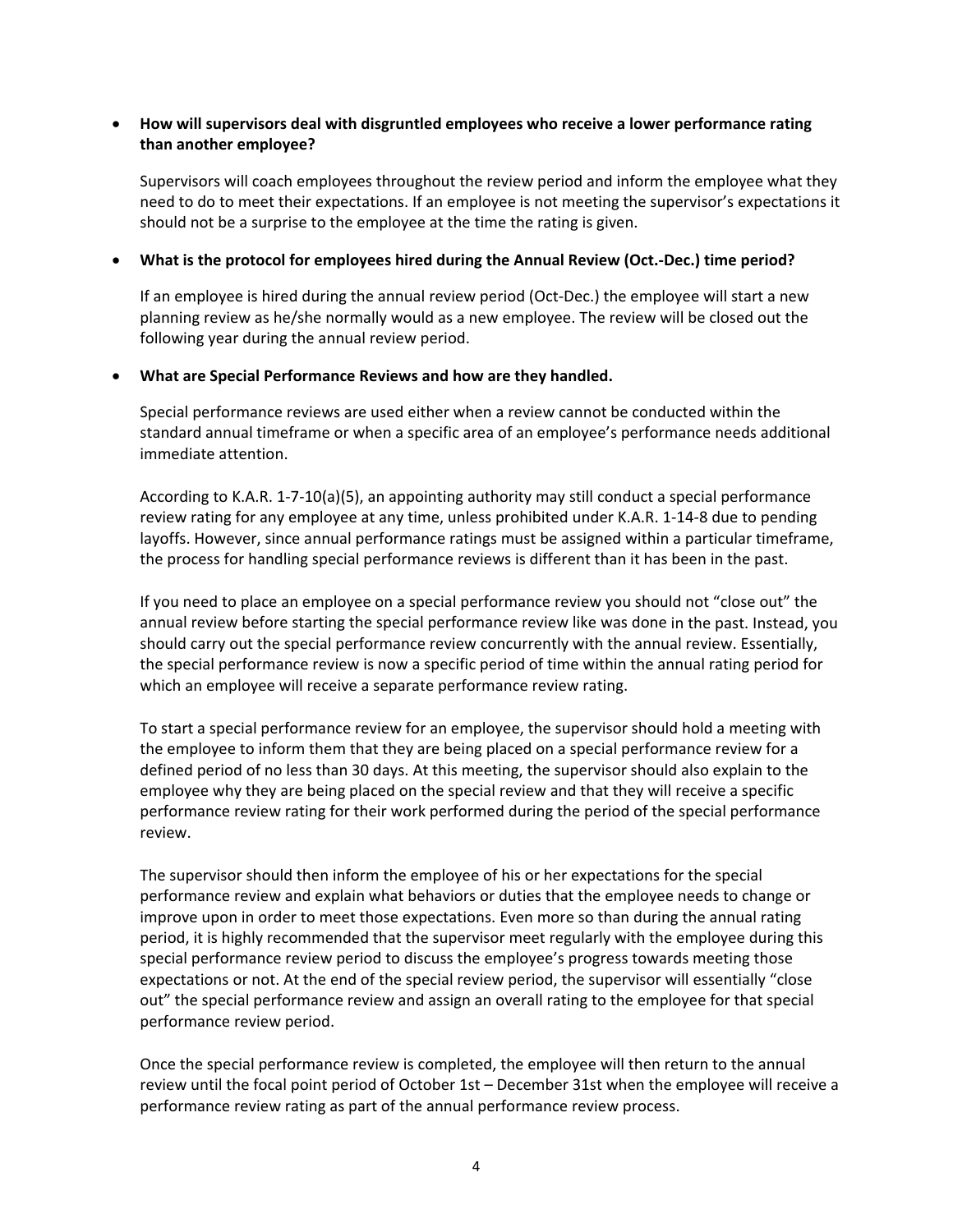- **How will supervisors deal with disgruntled employees who receive a lower performance rating than another employee?**

  Supervisors will coach employees throughout the review period and inform the employee what they need to do to meet their expectations. If an employee is not meeting the supervisor's expectations it should not be a surprise to the employee at the time the rating is given.

- **What is the protocol for employees hired during the Annual Review (Oct.-Dec.) time period?**

  If an employee is hired during the annual review period (Oct-Dec.) the employee will start a new planning review as he/she normally would as a new employee. The review will be closed out the following year during the annual review period.

- **What are Special Performance Reviews and how are they handled.**

  Special performance reviews are used either when a review cannot be conducted within the standard annual timeframe or when a specific area of an employee's performance needs additional immediate attention.

  According to K.A.R. 1-7-10(a)(5), an appointing authority may still conduct a special performance review rating for any employee at any time, unless prohibited under K.A.R. 1-14-8 due to pending layoffs. However, since annual performance ratings must be assigned within a particular timeframe, the process for handling special performance reviews is different than it has been in the past.

  If you need to place an employee on a special performance review you should not "close out" the annual review before starting the special performance review like was done in the past. Instead, you should carry out the special performance review concurrently with the annual review. Essentially, the special performance review is now a specific period of time within the annual rating period for which an employee will receive a separate performance review rating.

  To start a special performance review for an employee, the supervisor should hold a meeting with the employee to inform them that they are being placed on a special performance review for a defined period of no less than 30 days. At this meeting, the supervisor should also explain to the employee why they are being placed on the special review and that they will receive a specific performance review rating for their work performed during the period of the special performance review.

  The supervisor should then inform the employee of his or her expectations for the special performance review and explain what behaviors or duties that the employee needs to change or improve upon in order to meet those expectations. Even more so than during the annual rating period, it is highly recommended that the supervisor meet regularly with the employee during this special performance review period to discuss the employee's progress towards meeting those expectations or not. At the end of the special review period, the supervisor will essentially "close out" the special performance review and assign an overall rating to the employee for that special performance review period.

  Once the special performance review is completed, the employee will then return to the annual review until the focal point period of October 1st – December 31st when the employee will receive a performance review rating as part of the annual performance review process.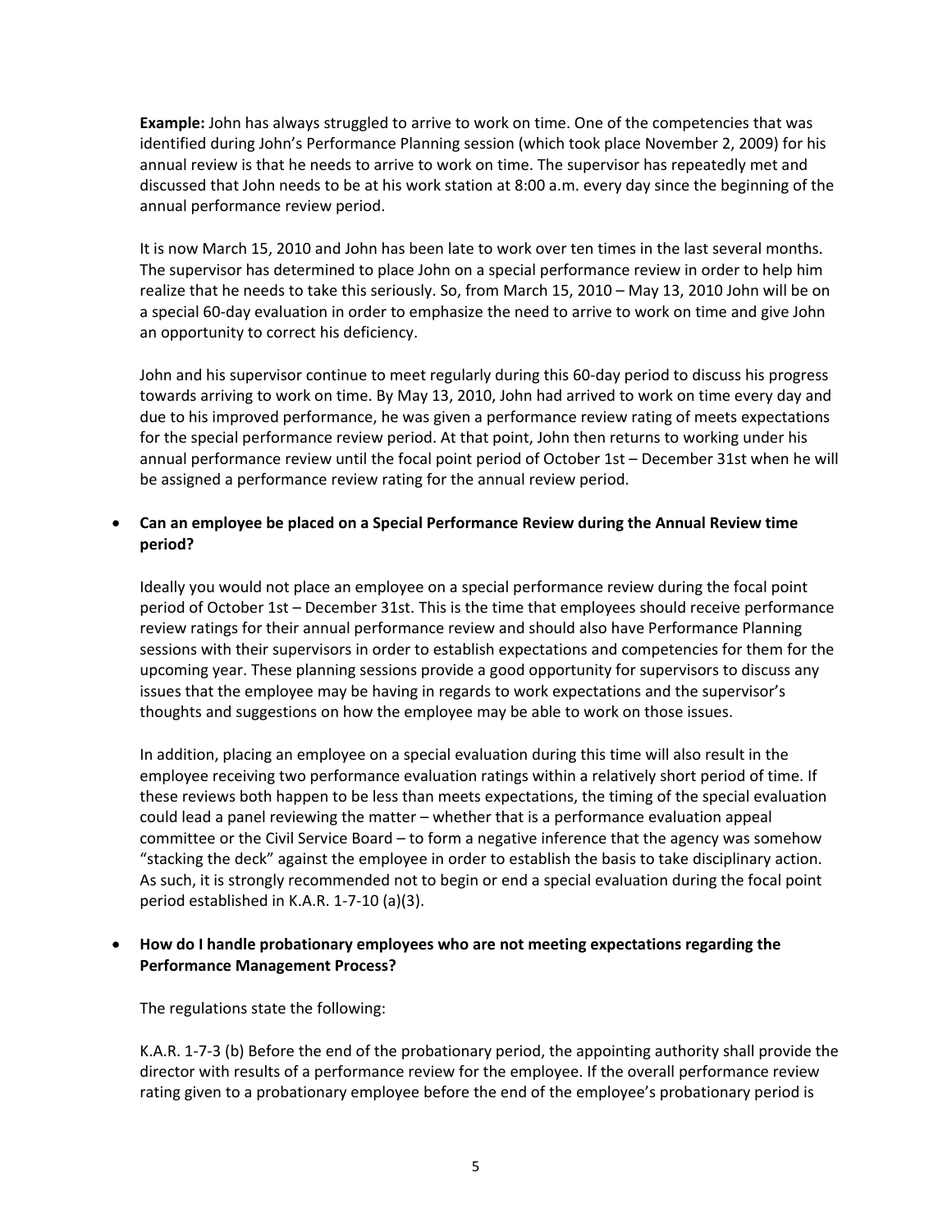**Example:** John has always struggled to arrive to work on time. One of the competencies that was identified during John's Performance Planning session (which took place November 2, 2009) for his annual review is that he needs to arrive to work on time. The supervisor has repeatedly met and discussed that John needs to be at his work station at 8:00 a.m. every day since the beginning of the annual performance review period.

It is now March 15, 2010 and John has been late to work over ten times in the last several months. The supervisor has determined to place John on a special performance review in order to help him realize that he needs to take this seriously. So, from March 15, 2010 – May 13, 2010 John will be on a special 60-day evaluation in order to emphasize the need to arrive to work on time and give John an opportunity to correct his deficiency.

John and his supervisor continue to meet regularly during this 60-day period to discuss his progress towards arriving to work on time. By May 13, 2010, John had arrived to work on time every day and due to his improved performance, he was given a performance review rating of meets expectations for the special performance review period. At that point, John then returns to working under his annual performance review until the focal point period of October 1st – December 31st when he will be assigned a performance review rating for the annual review period.

- **Can an employee be placed on a Special Performance Review during the Annual Review time period?**

  Ideally you would not place an employee on a special performance review during the focal point period of October 1st – December 31st. This is the time that employees should receive performance review ratings for their annual performance review and should also have Performance Planning sessions with their supervisors in order to establish expectations and competencies for them for the upcoming year. These planning sessions provide a good opportunity for supervisors to discuss any issues that the employee may be having in regards to work expectations and the supervisor's thoughts and suggestions on how the employee may be able to work on those issues.

  In addition, placing an employee on a special evaluation during this time will also result in the employee receiving two performance evaluation ratings within a relatively short period of time. If these reviews both happen to be less than meets expectations, the timing of the special evaluation could lead a panel reviewing the matter – whether that is a performance evaluation appeal committee or the Civil Service Board – to form a negative inference that the agency was somehow "stacking the deck" against the employee in order to establish the basis to take disciplinary action. As such, it is strongly recommended not to begin or end a special evaluation during the focal point period established in K.A.R. 1-7-10 (a)(3).

- **How do I handle probationary employees who are not meeting expectations regarding the Performance Management Process?**

  The regulations state the following:

  K.A.R. 1-7-3 (b) Before the end of the probationary period, the appointing authority shall provide the director with results of a performance review for the employee. If the overall performance review rating given to a probationary employee before the end of the employee's probationary period is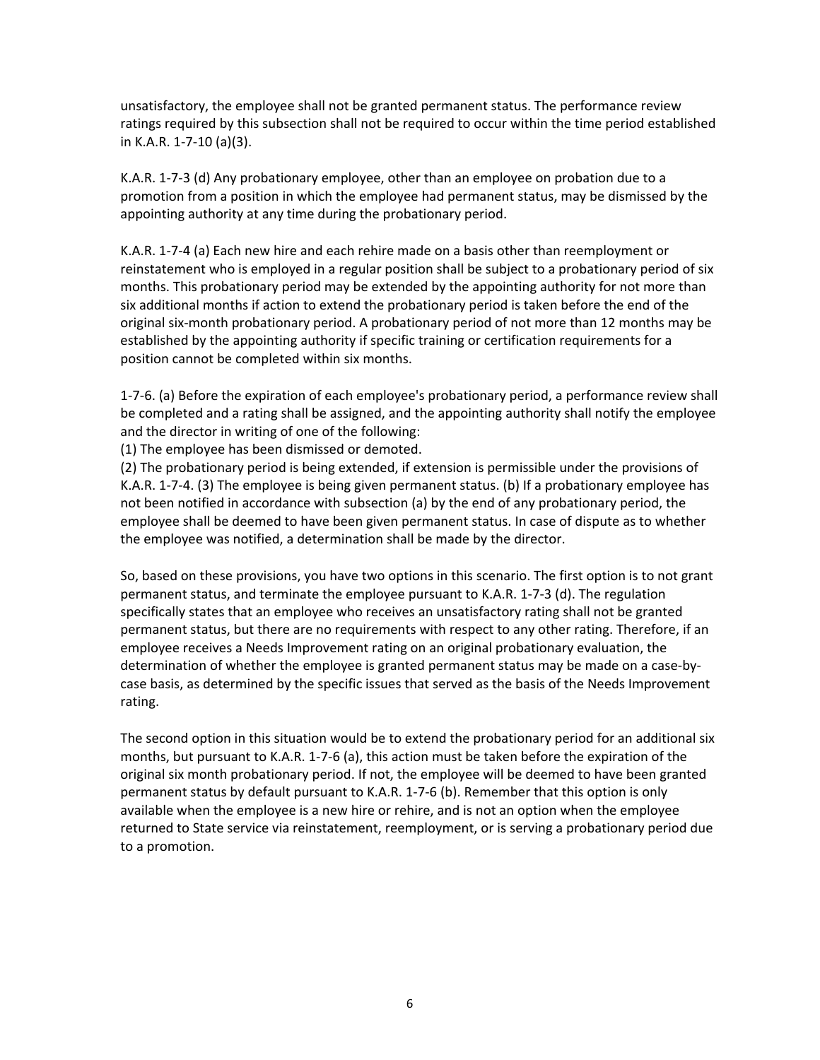unsatisfactory, the employee shall not be granted permanent status. The performance review ratings required by this subsection shall not be required to occur within the time period established in K.A.R. 1-7-10 (a)(3).

K.A.R. 1-7-3 (d) Any probationary employee, other than an employee on probation due to a promotion from a position in which the employee had permanent status, may be dismissed by the appointing authority at any time during the probationary period.

K.A.R. 1-7-4 (a) Each new hire and each rehire made on a basis other than reemployment or reinstatement who is employed in a regular position shall be subject to a probationary period of six months. This probationary period may be extended by the appointing authority for not more than six additional months if action to extend the probationary period is taken before the end of the original six-month probationary period. A probationary period of not more than 12 months may be established by the appointing authority if specific training or certification requirements for a position cannot be completed within six months.

1-7-6. (a) Before the expiration of each employee's probationary period, a performance review shall be completed and a rating shall be assigned, and the appointing authority shall notify the employee and the director in writing of one of the following:
(1) The employee has been dismissed or demoted.
(2) The probationary period is being extended, if extension is permissible under the provisions of K.A.R. 1-7-4. (3) The employee is being given permanent status. (b) If a probationary employee has not been notified in accordance with subsection (a) by the end of any probationary period, the employee shall be deemed to have been given permanent status. In case of dispute as to whether the employee was notified, a determination shall be made by the director.

So, based on these provisions, you have two options in this scenario. The first option is to not grant permanent status, and terminate the employee pursuant to K.A.R. 1-7-3 (d). The regulation specifically states that an employee who receives an unsatisfactory rating shall not be granted permanent status, but there are no requirements with respect to any other rating. Therefore, if an employee receives a Needs Improvement rating on an original probationary evaluation, the determination of whether the employee is granted permanent status may be made on a case-by-case basis, as determined by the specific issues that served as the basis of the Needs Improvement rating.

The second option in this situation would be to extend the probationary period for an additional six months, but pursuant to K.A.R. 1-7-6 (a), this action must be taken before the expiration of the original six month probationary period. If not, the employee will be deemed to have been granted permanent status by default pursuant to K.A.R. 1-7-6 (b). Remember that this option is only available when the employee is a new hire or rehire, and is not an option when the employee returned to State service via reinstatement, reemployment, or is serving a probationary period due to a promotion.